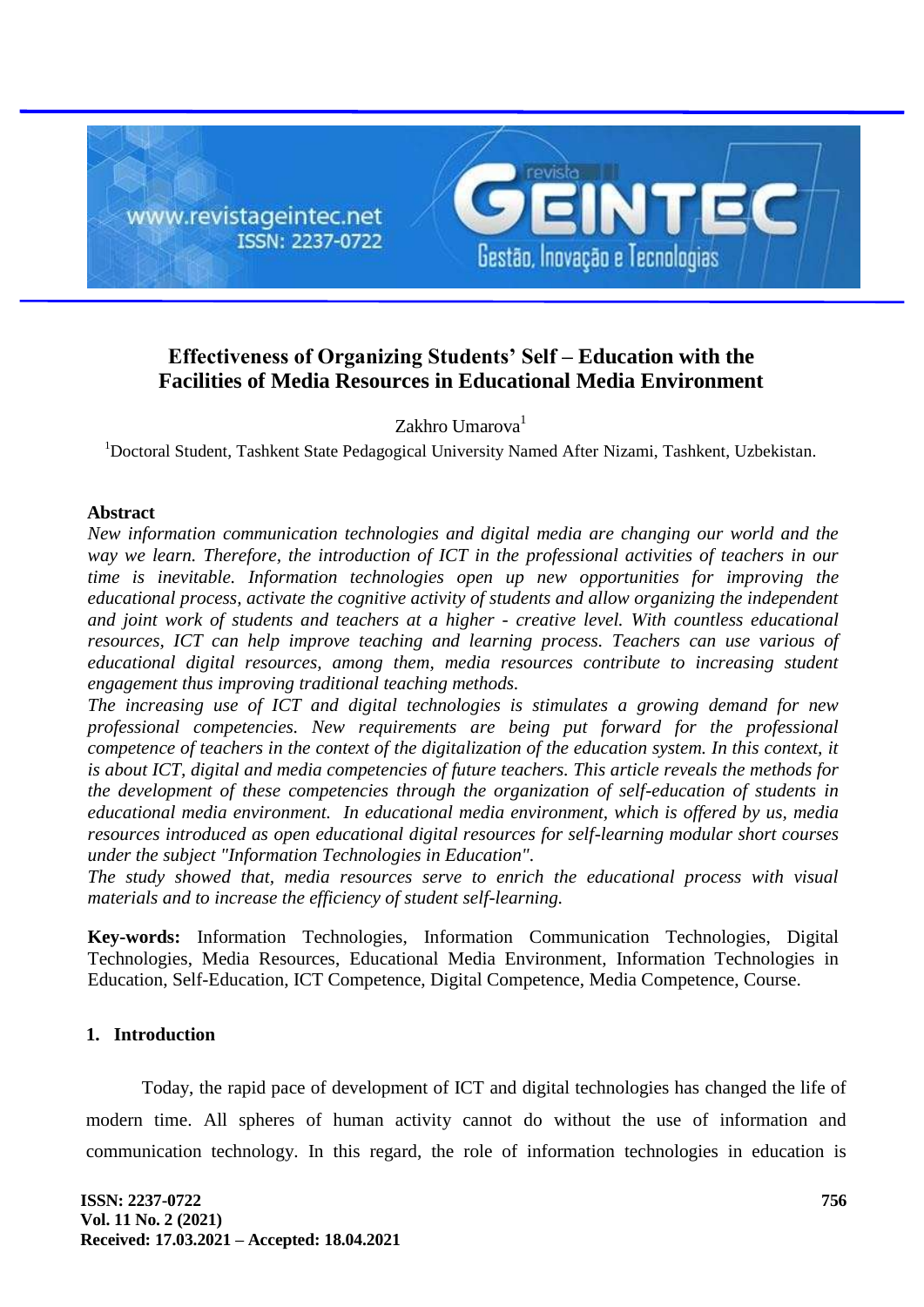# Effectiveness of Organizing Students' Self – Education with the Facilities of Media Resources in Educational Media Environment

Zakhro Umarova[1]

[1]Doctoral Student, Tashkent State Pedagogical University Named After Nizami, Tashkent, Uzbekistan.

## Abstract

*New information communication technologies and digital media are changing our world and the way we learn. Therefore, the introduction of ICT in the professional activities of teachers in our time is inevitable. Information technologies open up new opportunities for improving the educational process, activate the cognitive activity of students and allow organizing the independent and joint work of students and teachers at a higher - creative level. With countless educational resources, ICT can help improve teaching and learning process. Teachers can use various of educational digital resources, among them, media resources contribute to increasing student engagement thus improving traditional teaching methods.*

*The increasing use of ICT and digital technologies is stimulates a growing demand for new professional competencies. New requirements are being put forward for the professional competence of teachers in the context of the digitalization of the education system. In this context, it is about ICT, digital and media competencies of future teachers. This article reveals the methods for the development of these competencies through the organization of self-education of students in educational media environment. In educational media environment, which is offered by us, media resources introduced as open educational digital resources for self-learning modular short courses under the subject "Information Technologies in Education".*

*The study showed that, media resources serve to enrich the educational process with visual materials and to increase the efficiency of student self-learning.*

**Key-words:** Information Technologies, Information Communication Technologies, Digital Technologies, Media Resources, Educational Media Environment, Information Technologies in Education, Self-Education, ICT Competence, Digital Competence, Media Competence, Course.

## 1. Introduction

Today, the rapid pace of development of ICT and digital technologies has changed the life of modern time. All spheres of human activity cannot do without the use of information and communication technology. In this regard, the role of information technologies in education is

**Received: 17.03.2021 – Accepted: 18.04.2021**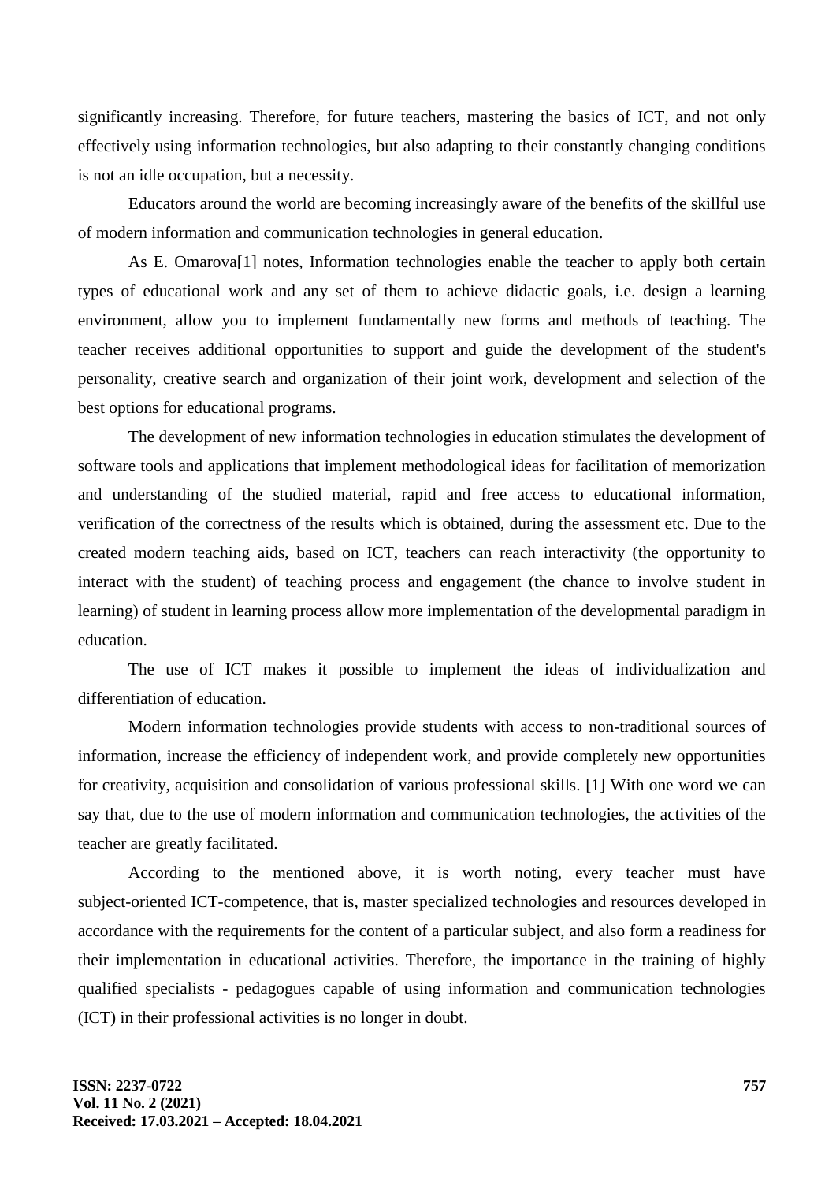significantly increasing. Therefore, for future teachers, mastering the basics of ICT, and not only effectively using information technologies, but also adapting to their constantly changing conditions is not an idle occupation, but a necessity.

Educators around the world are becoming increasingly aware of the benefits of the skillful use of modern information and communication technologies in general education.

As E. Omarova[1] notes, Information technologies enable the teacher to apply both certain types of educational work and any set of them to achieve didactic goals, i.e. design a learning environment, allow you to implement fundamentally new forms and methods of teaching. The teacher receives additional opportunities to support and guide the development of the student's personality, creative search and organization of their joint work, development and selection of the best options for educational programs.

The development of new information technologies in education stimulates the development of software tools and applications that implement methodological ideas for facilitation of memorization and understanding of the studied material, rapid and free access to educational information, verification of the correctness of the results which is obtained, during the assessment etc. Due to the created modern teaching aids, based on ICT, teachers can reach interactivity (the opportunity to interact with the student) of teaching process and engagement (the chance to involve student in learning) of student in learning process allow more implementation of the developmental paradigm in education.

The use of ICT makes it possible to implement the ideas of individualization and differentiation of education.

Modern information technologies provide students with access to non-traditional sources of information, increase the efficiency of independent work, and provide completely new opportunities for creativity, acquisition and consolidation of various professional skills. [1] With one word we can say that, due to the use of modern information and communication technologies, the activities of the teacher are greatly facilitated.

According to the mentioned above, it is worth noting, every teacher must have subject-oriented ICT-competence, that is, master specialized technologies and resources developed in accordance with the requirements for the content of a particular subject, and also form a readiness for their implementation in educational activities. Therefore, the importance in the training of highly qualified specialists - pedagogues capable of using information and communication technologies (ICT) in their professional activities is no longer in doubt.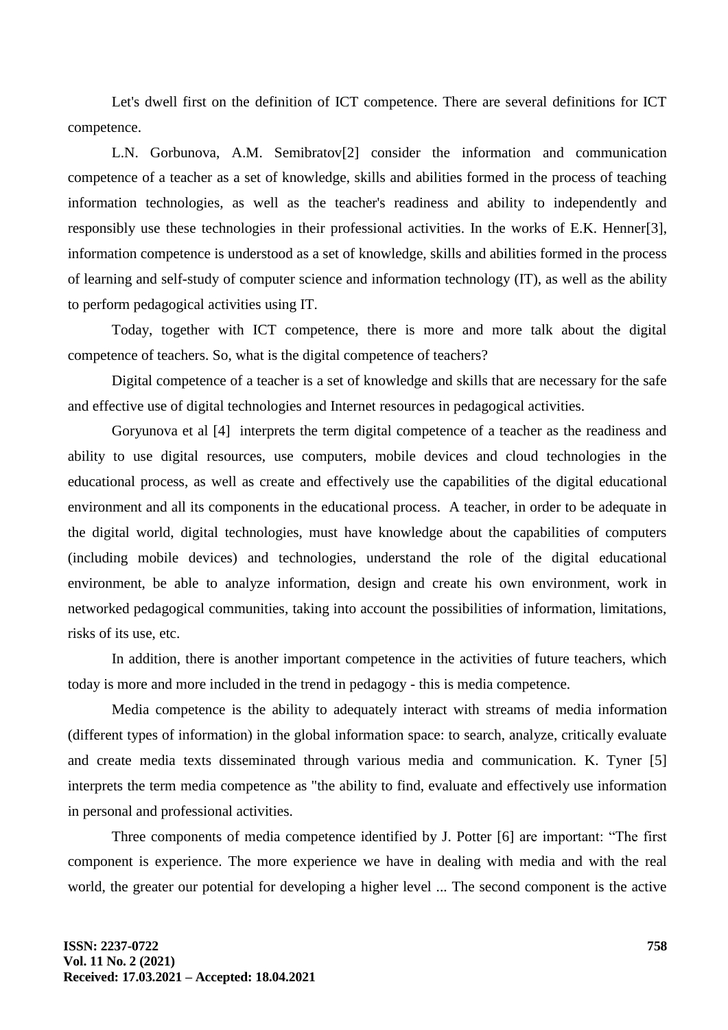Let's dwell first on the definition of ICT competence. There are several definitions for ICT competence.

L.N. Gorbunova, A.M. Semibratov[2] consider the information and communication competence of a teacher as a set of knowledge, skills and abilities formed in the process of teaching information technologies, as well as the teacher's readiness and ability to independently and responsibly use these technologies in their professional activities. In the works of E.K. Henner[3], information competence is understood as a set of knowledge, skills and abilities formed in the process of learning and self-study of computer science and information technology (IT), as well as the ability to perform pedagogical activities using IT.

Today, together with ICT competence, there is more and more talk about the digital competence of teachers. So, what is the digital competence of teachers?

Digital competence of a teacher is a set of knowledge and skills that are necessary for the safe and effective use of digital technologies and Internet resources in pedagogical activities.

Goryunova et al [4] interprets the term digital competence of a teacher as the readiness and ability to use digital resources, use computers, mobile devices and cloud technologies in the educational process, as well as create and effectively use the capabilities of the digital educational environment and all its components in the educational process. A teacher, in order to be adequate in the digital world, digital technologies, must have knowledge about the capabilities of computers (including mobile devices) and technologies, understand the role of the digital educational environment, be able to analyze information, design and create his own environment, work in networked pedagogical communities, taking into account the possibilities of information, limitations, risks of its use, etc.

In addition, there is another important competence in the activities of future teachers, which today is more and more included in the trend in pedagogy - this is media competence.

Media competence is the ability to adequately interact with streams of media information (different types of information) in the global information space: to search, analyze, critically evaluate and create media texts disseminated through various media and communication. K. Tyner [5] interprets the term media competence as "the ability to find, evaluate and effectively use information in personal and professional activities.

Three components of media competence identified by J. Potter [6] are important: “The first component is experience. The more experience we have in dealing with media and with the real world, the greater our potential for developing a higher level ... The second component is the active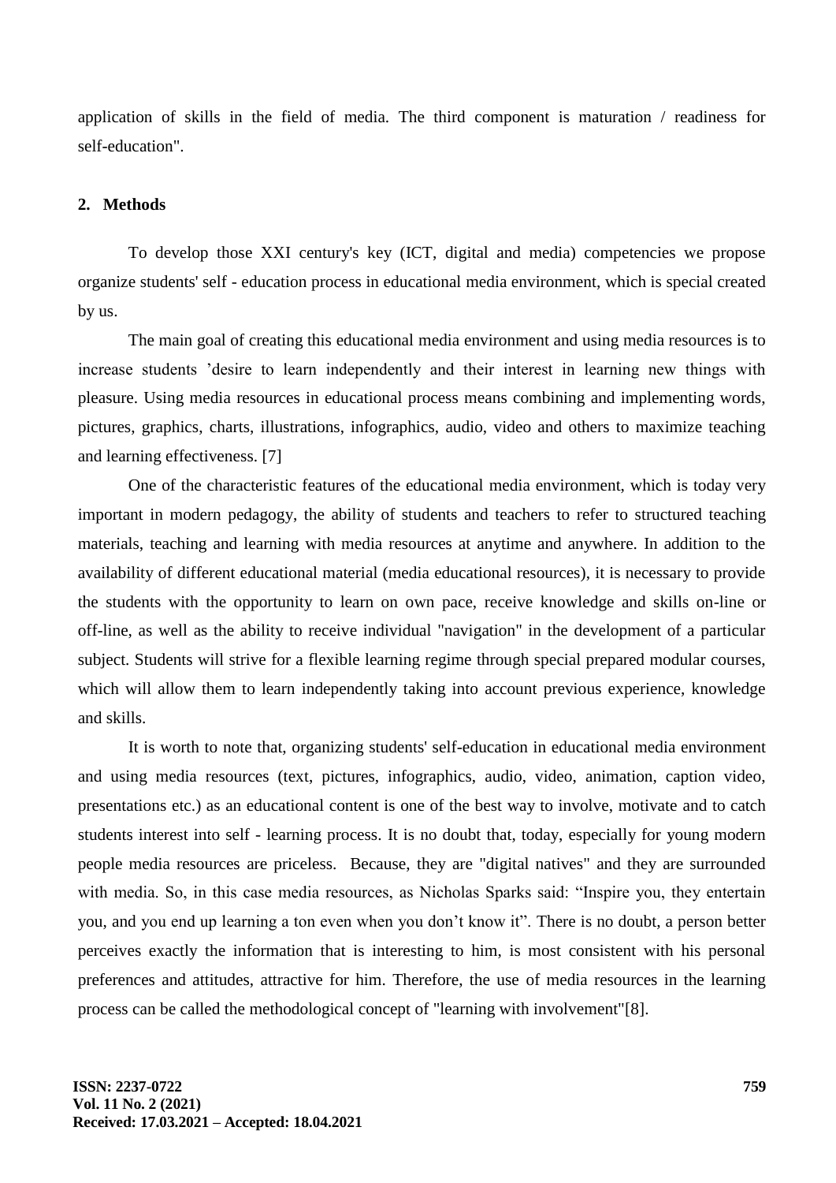application of skills in the field of media. The third component is maturation / readiness for self-education".

## 2. Methods

To develop those XXI century's key (ICT, digital and media) competencies we propose organize students' self - education process in educational media environment, which is special created by us.

The main goal of creating this educational media environment and using media resources is to increase students 'desire to learn independently and their interest in learning new things with pleasure. Using media resources in educational process means combining and implementing words, pictures, graphics, charts, illustrations, infographics, audio, video and others to maximize teaching and learning effectiveness. [7]

One of the characteristic features of the educational media environment, which is today very important in modern pedagogy, the ability of students and teachers to refer to structured teaching materials, teaching and learning with media resources at anytime and anywhere. In addition to the availability of different educational material (media educational resources), it is necessary to provide the students with the opportunity to learn on own pace, receive knowledge and skills on-line or off-line, as well as the ability to receive individual "navigation" in the development of a particular subject. Students will strive for a flexible learning regime through special prepared modular courses, which will allow them to learn independently taking into account previous experience, knowledge and skills.

It is worth to note that, organizing students' self-education in educational media environment and using media resources (text, pictures, infographics, audio, video, animation, caption video, presentations etc.) as an educational content is one of the best way to involve, motivate and to catch students interest into self - learning process. It is no doubt that, today, especially for young modern people media resources are priceless. Because, they are "digital natives" and they are surrounded with media. So, in this case media resources, as Nicholas Sparks said: "Inspire you, they entertain you, and you end up learning a ton even when you don't know it". There is no doubt, a person better perceives exactly the information that is interesting to him, is most consistent with his personal preferences and attitudes, attractive for him. Therefore, the use of media resources in the learning process can be called the methodological concept of "learning with involvement"[8].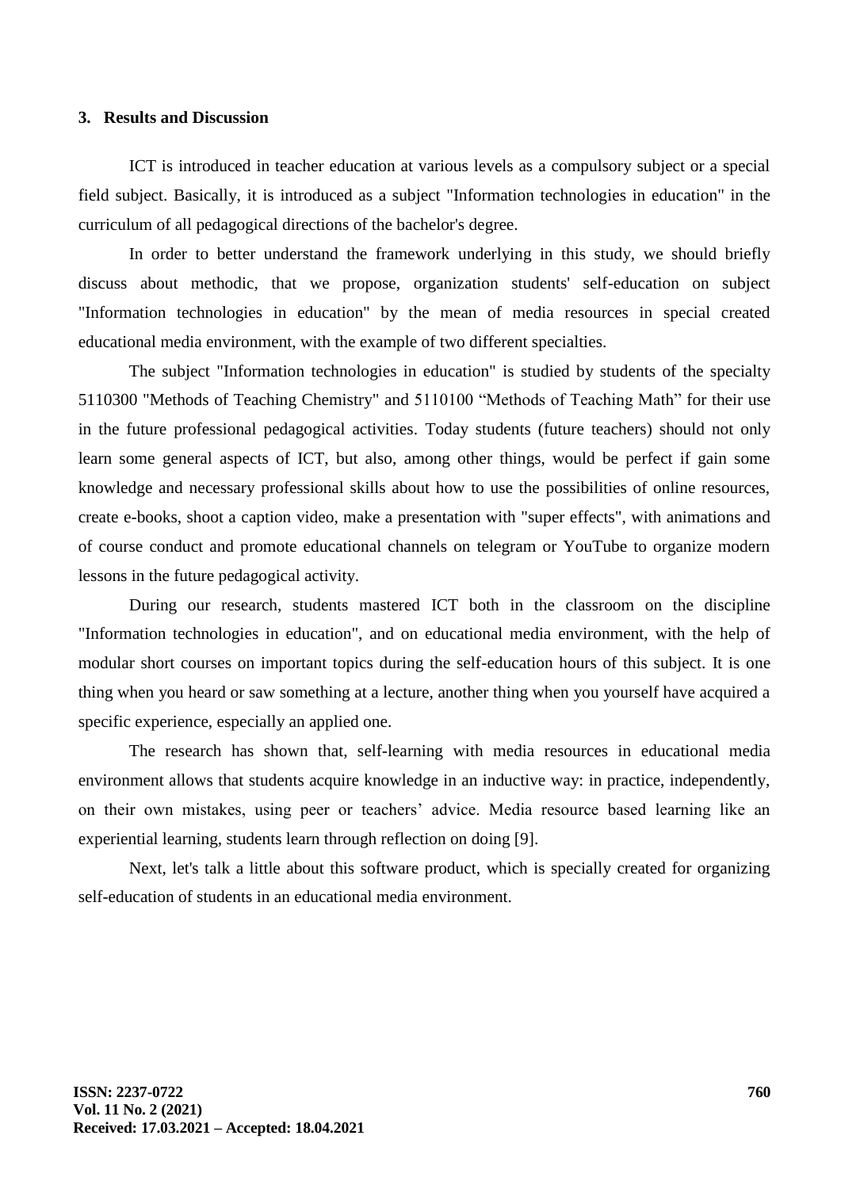## 3. Results and Discussion

ICT is introduced in teacher education at various levels as a compulsory subject or a special field subject. Basically, it is introduced as a subject "Information technologies in education" in the curriculum of all pedagogical directions of the bachelor's degree.

In order to better understand the framework underlying in this study, we should briefly discuss about methodic, that we propose, organization students' self-education on subject "Information technologies in education" by the mean of media resources in special created educational media environment, with the example of two different specialties.

The subject "Information technologies in education" is studied by students of the specialty 5110300 "Methods of Teaching Chemistry" and 5110100 “Methods of Teaching Math” for their use in the future professional pedagogical activities. Today students (future teachers) should not only learn some general aspects of ICT, but also, among other things, would be perfect if gain some knowledge and necessary professional skills about how to use the possibilities of online resources, create e-books, shoot a caption video, make a presentation with "super effects", with animations and of course conduct and promote educational channels on telegram or YouTube to organize modern lessons in the future pedagogical activity.

During our research, students mastered ICT both in the classroom on the discipline "Information technologies in education", and on educational media environment, with the help of modular short courses on important topics during the self-education hours of this subject. It is one thing when you heard or saw something at a lecture, another thing when you yourself have acquired a specific experience, especially an applied one.

The research has shown that, self-learning with media resources in educational media environment allows that students acquire knowledge in an inductive way: in practice, independently, on their own mistakes, using peer or teachers’ advice. Media resource based learning like an experiential learning, students learn through reflection on doing [9].

Next, let's talk a little about this software product, which is specially created for organizing self-education of students in an educational media environment.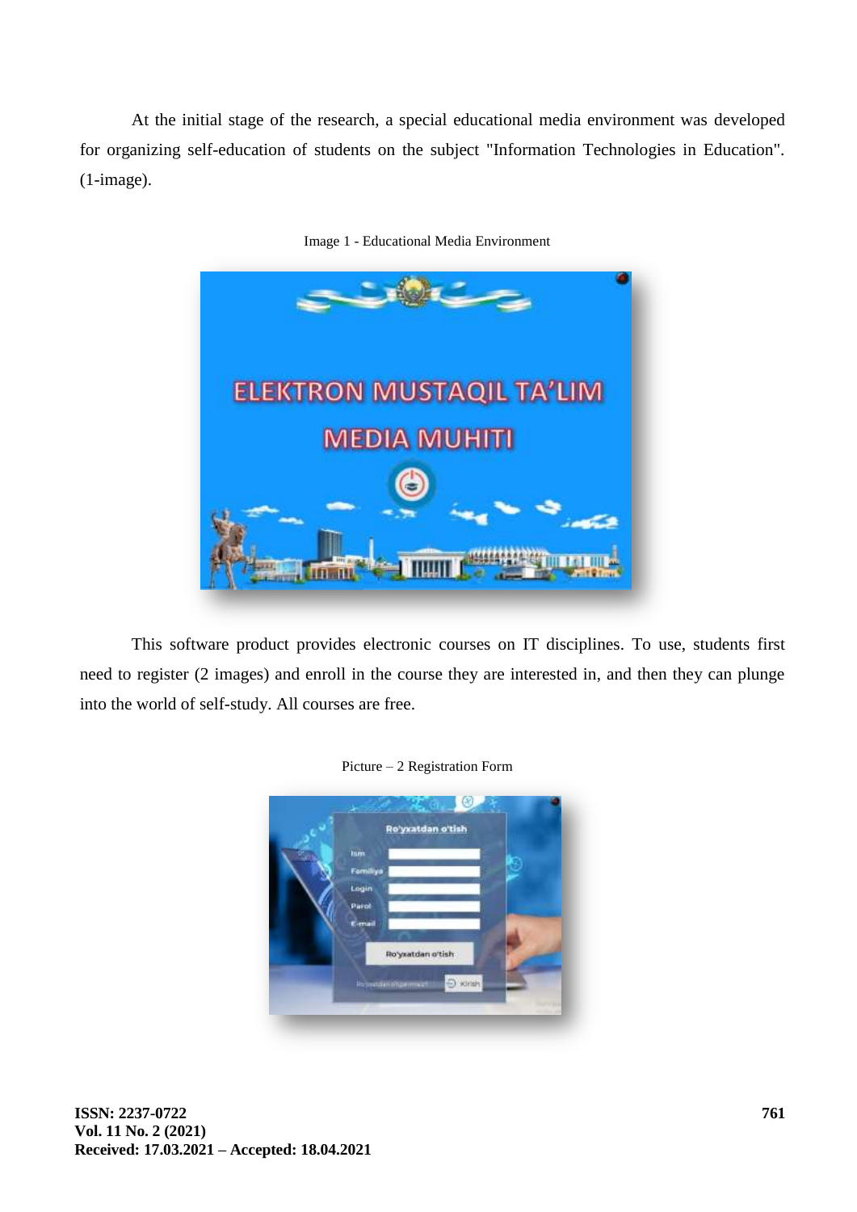At the initial stage of the research, a special educational media environment was developed for organizing self-education of students on the subject "Information Technologies in Education". (1-image).

Image 1 - Educational Media Environment

This software product provides electronic courses on IT disciplines. To use, students first need to register (2 images) and enroll in the course they are interested in, and then they can plunge into the world of self-study. All courses are free.

Picture – 2 Registration Form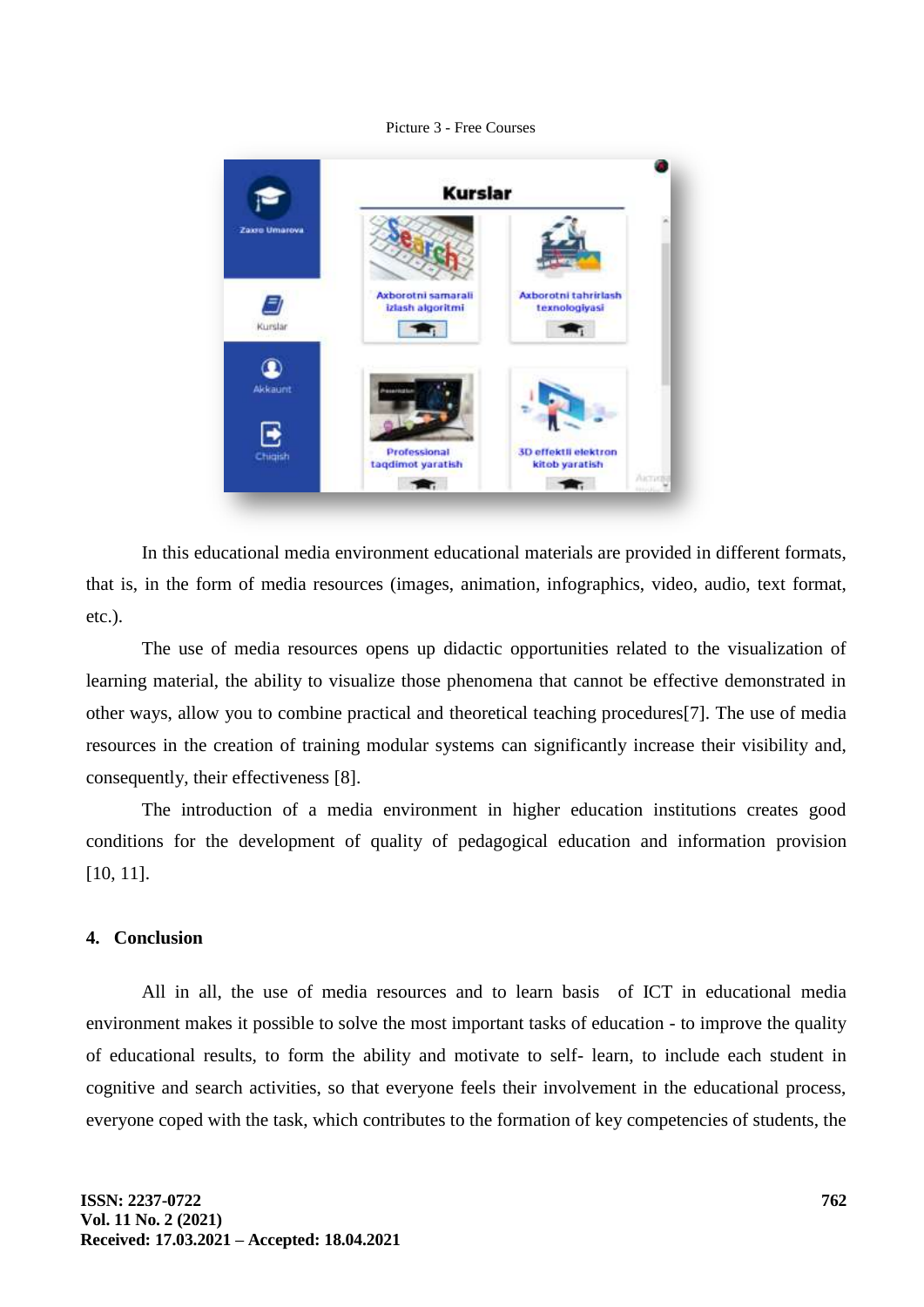Picture 3 - Free Courses

In this educational media environment educational materials are provided in different formats, that is, in the form of media resources (images, animation, infographics, video, audio, text format, etc.).

The use of media resources opens up didactic opportunities related to the visualization of learning material, the ability to visualize those phenomena that cannot be effective demonstrated in other ways, allow you to combine practical and theoretical teaching procedures[7]. The use of media resources in the creation of training modular systems can significantly increase their visibility and, consequently, their effectiveness [8].

The introduction of a media environment in higher education institutions creates good conditions for the development of quality of pedagogical education and information provision [10, 11].

## 4. Conclusion

All in all, the use of media resources and to learn basis of ICT in educational media environment makes it possible to solve the most important tasks of education - to improve the quality of educational results, to form the ability and motivate to self- learn, to include each student in cognitive and search activities, so that everyone feels their involvement in the educational process, everyone coped with the task, which contributes to the formation of key competencies of students, the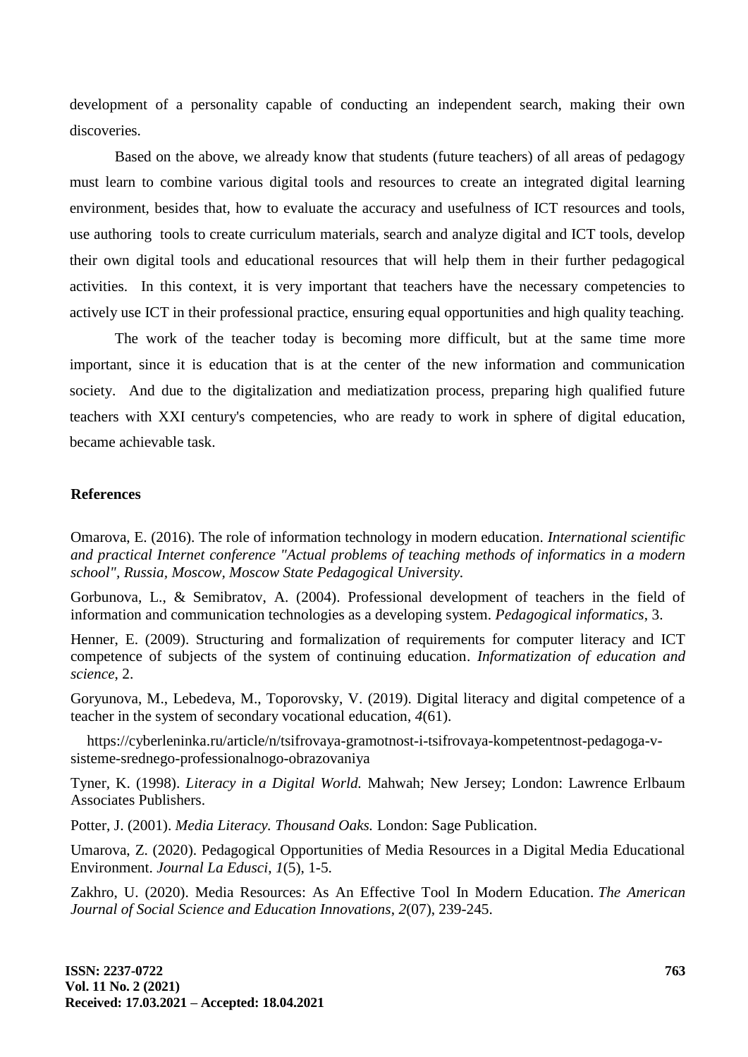development of a personality capable of conducting an independent search, making their own discoveries.

Based on the above, we already know that students (future teachers) of all areas of pedagogy must learn to combine various digital tools and resources to create an integrated digital learning environment, besides that, how to evaluate the accuracy and usefulness of ICT resources and tools, use authoring tools to create curriculum materials, search and analyze digital and ICT tools, develop their own digital tools and educational resources that will help them in their further pedagogical activities. In this context, it is very important that teachers have the necessary competencies to actively use ICT in their professional practice, ensuring equal opportunities and high quality teaching.

The work of the teacher today is becoming more difficult, but at the same time more important, since it is education that is at the center of the new information and communication society. And due to the digitalization and mediatization process, preparing high qualified future teachers with XXI century's competencies, who are ready to work in sphere of digital education, became achievable task.

## References

Omarova, E. (2016). The role of information technology in modern education. *International scientific and practical Internet conference "Actual problems of teaching methods of informatics in a modern school", Russia, Moscow, Moscow State Pedagogical University.*

Gorbunova, L., & Semibratov, A. (2004). Professional development of teachers in the field of information and communication technologies as a developing system. *Pedagogical informatics*, 3.

Henner, E. (2009). Structuring and formalization of requirements for computer literacy and ICT competence of subjects of the system of continuing education. *Informatization of education and science*, 2.

Goryunova, M., Lebedeva, M., Toporovsky, V. (2019). Digital literacy and digital competence of a teacher in the system of secondary vocational education, *4*(61).

https://cyberleninka.ru/article/n/tsifrovaya-gramotnost-i-tsifrovaya-kompetentnost-pedagoga-v-sisteme-srednego-professionalnogo-obrazovaniya

Tyner, K. (1998). *Literacy in a Digital World.* Mahwah; New Jersey; London: Lawrence Erlbaum Associates Publishers.

Potter, J. (2001). *Media Literacy. Thousand Oaks.* London: Sage Publication.

Umarova, Z. (2020). Pedagogical Opportunities of Media Resources in a Digital Media Educational Environment. *Journal La Edusci*, *1*(5), 1-5.

Zakhro, U. (2020). Media Resources: As An Effective Tool In Modern Education. *The American Journal of Social Science and Education Innovations*, *2*(07), 239-245.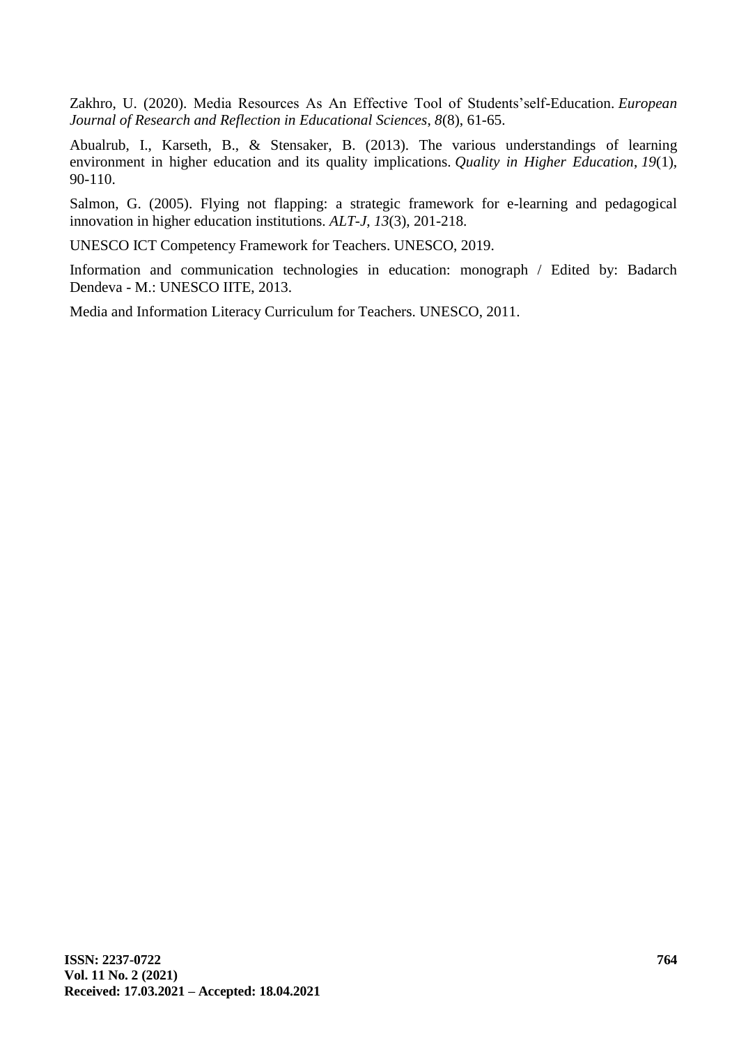Zakhro, U. (2020). Media Resources As An Effective Tool of Students'self-Education. *European Journal of Research and Reflection in Educational Sciences*, *8*(8), 61-65.

Abualrub, I., Karseth, B., & Stensaker, B. (2013). The various understandings of learning environment in higher education and its quality implications. *Quality in Higher Education*, *19*(1), 90-110.

Salmon, G. (2005). Flying not flapping: a strategic framework for e-learning and pedagogical innovation in higher education institutions. *ALT-J*, *13*(3), 201-218.

UNESCO ICT Competency Framework for Teachers. UNESCO, 2019.

Information and communication technologies in education: monograph / Edited by: Badarch Dendeva - M.: UNESCO IITE, 2013.

Media and Information Literacy Curriculum for Teachers. UNESCO, 2011.